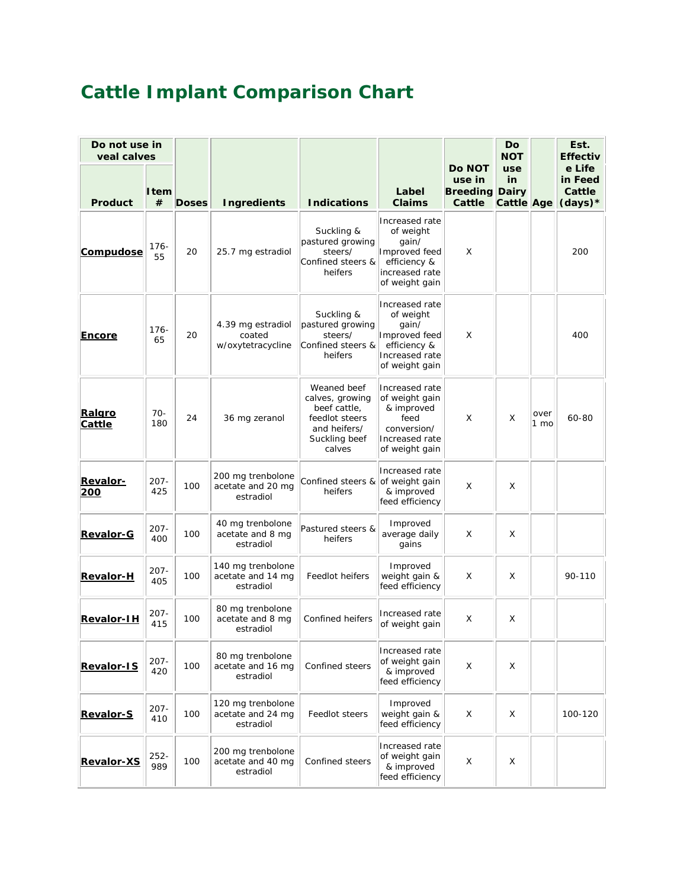# Cattle Implant Comparison Chart

| Do not use in veal calves | | | | | | | | | |
|---|---|---|---|---|---|---|---|---|---|
| **Product** | **Item #** | **Doses** | **Ingredients** | **Indications** | **Label Claims** | **Do NOT use in Breeding Cattle** | **Do NOT use in Dairy Cattle** | **Age** | **Est. Effective Life in Feed Cattle (days)*** |
| **Compudose** | 176-55 | 20 | 25.7 mg estradiol | Suckling & pastured growing steers/ Confined steers & heifers | Increased rate of weight gain/ Improved feed efficiency & increased rate of weight gain | X | | | 200 |
| **Encore** | 176-65 | 20 | 4.39 mg estradiol coated w/oxytetracycline | Suckling & pastured growing steers/ Confined steers & heifers | Increased rate of weight gain/ Improved feed efficiency & Increased rate of weight gain | X | | | 400 |
| **Ralgro Cattle** | 70-180 | 24 | 36 mg zeranol | Weaned beef calves, growing beef cattle, feedlot steers and heifers/ Suckling beef calves | Increased rate of weight gain & improved feed conversion/ Increased rate of weight gain | X | X | over 1 mo | 60-80 |
| **Revalor-200** | 207-425 | 100 | 200 mg trenbolone acetate and 20 mg estradiol | Confined steers & heifers | Increased rate of weight gain & improved feed efficiency | X | X | | |
| **Revalor-G** | 207-400 | 100 | 40 mg trenbolone acetate and 8 mg estradiol | Pastured steers & heifers | Improved average daily gains | X | X | | |
| **Revalor-H** | 207-405 | 100 | 140 mg trenbolone acetate and 14 mg estradiol | Feedlot heifers | Improved weight gain & feed efficiency | X | X | | 90-110 |
| **Revalor-IH** | 207-415 | 100 | 80 mg trenbolone acetate and 8 mg estradiol | Confined heifers | Increased rate of weight gain | X | X | | |
| **Revalor-IS** | 207-420 | 100 | 80 mg trenbolone acetate and 16 mg estradiol | Confined steers | Increased rate of weight gain & improved feed efficiency | X | X | | |
| **Revalor-S** | 207-410 | 100 | 120 mg trenbolone acetate and 24 mg estradiol | Feedlot steers | Improved weight gain & feed efficiency | X | X | | 100-120 |
| **Revalor-XS** | 252-989 | 100 | 200 mg trenbolone acetate and 40 mg estradiol | Confined steers | Increased rate of weight gain & improved feed efficiency | X | X | | |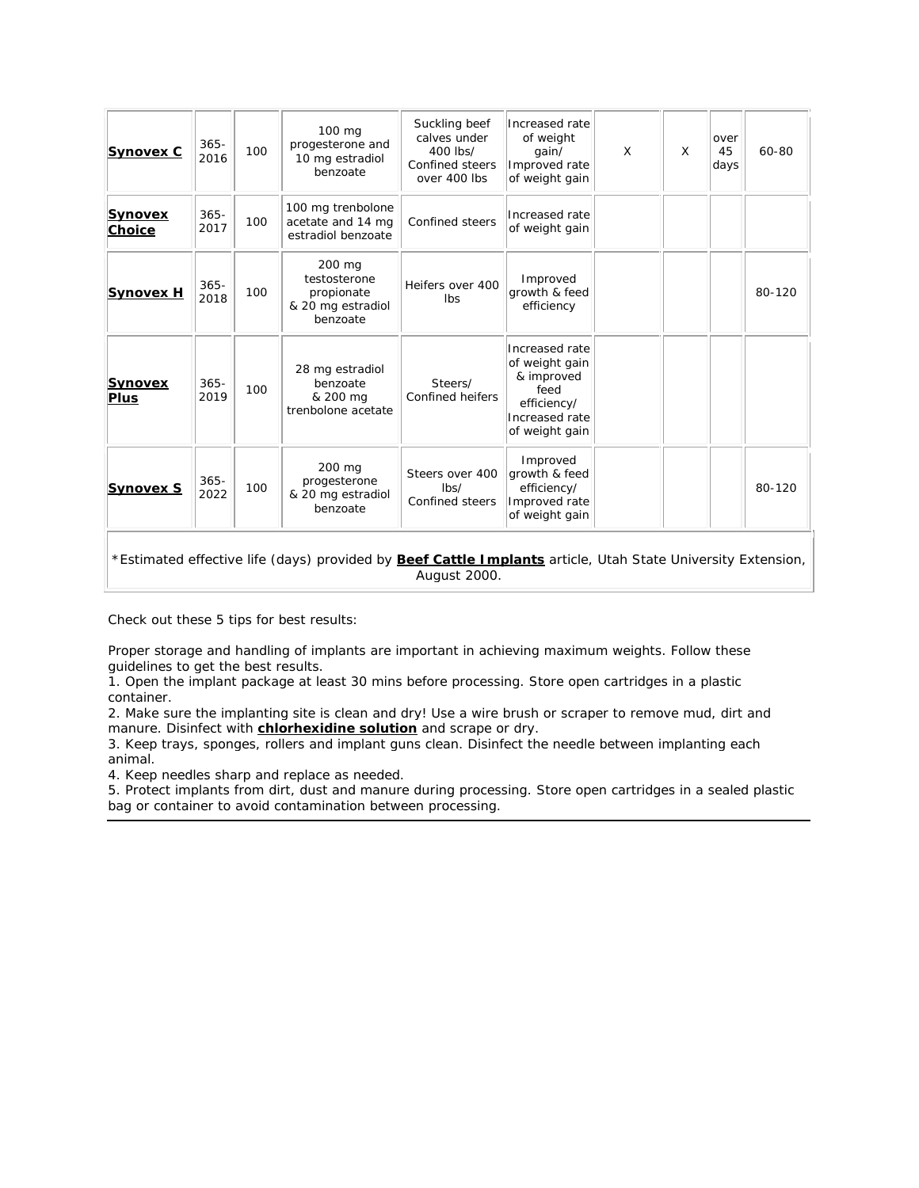| | | | | | | | | | |
|---|---|---|---|---|---|---|---|---|---|
| **Synovex C** | 365-2016 | 100 | 100 mg progesterone and 10 mg estradiol benzoate | Suckling beef calves under 400 lbs/ Confined steers over 400 lbs | Increased rate of weight gain/ Improved rate of weight gain | X | X | over 45 days | 60-80 |
| **Synovex Choice** | 365-2017 | 100 | 100 mg trenbolone acetate and 14 mg estradiol benzoate | Confined steers | Increased rate of weight gain | | | | |
| **Synovex H** | 365-2018 | 100 | 200 mg testosterone propionate & 20 mg estradiol benzoate | Heifers over 400 lbs | Improved growth & feed efficiency | | | | 80-120 |
| **Synovex Plus** | 365-2019 | 100 | 28 mg estradiol benzoate & 200 mg trenbolone acetate | Steers/ Confined heifers | Increased rate of weight gain & improved feed efficiency/ Increased rate of weight gain | | | | |
| **Synovex S** | 365-2022 | 100 | 200 mg progesterone & 20 mg estradiol benzoate | Steers over 400 lbs/ Confined steers | Improved growth & feed efficiency/ Improved rate of weight gain | | | | 80-120 |

*Estimated effective life (days) provided by **Beef Cattle Implants** article, Utah State University Extension, August 2000.

Check out these 5 tips for best results:

Proper storage and handling of implants are important in achieving maximum weights. Follow these guidelines to get the best results.

1. Open the implant package at least 30 mins before processing. Store open cartridges in a plastic container.
2. Make sure the implanting site is clean and dry! Use a wire brush or scraper to remove mud, dirt and manure. Disinfect with **chlorhexidine solution** and scrape or dry.
3. Keep trays, sponges, rollers and implant guns clean. Disinfect the needle between implanting each animal.
4. Keep needles sharp and replace as needed.
5. Protect implants from dirt, dust and manure during processing. Store open cartridges in a sealed plastic bag or container to avoid contamination between processing.